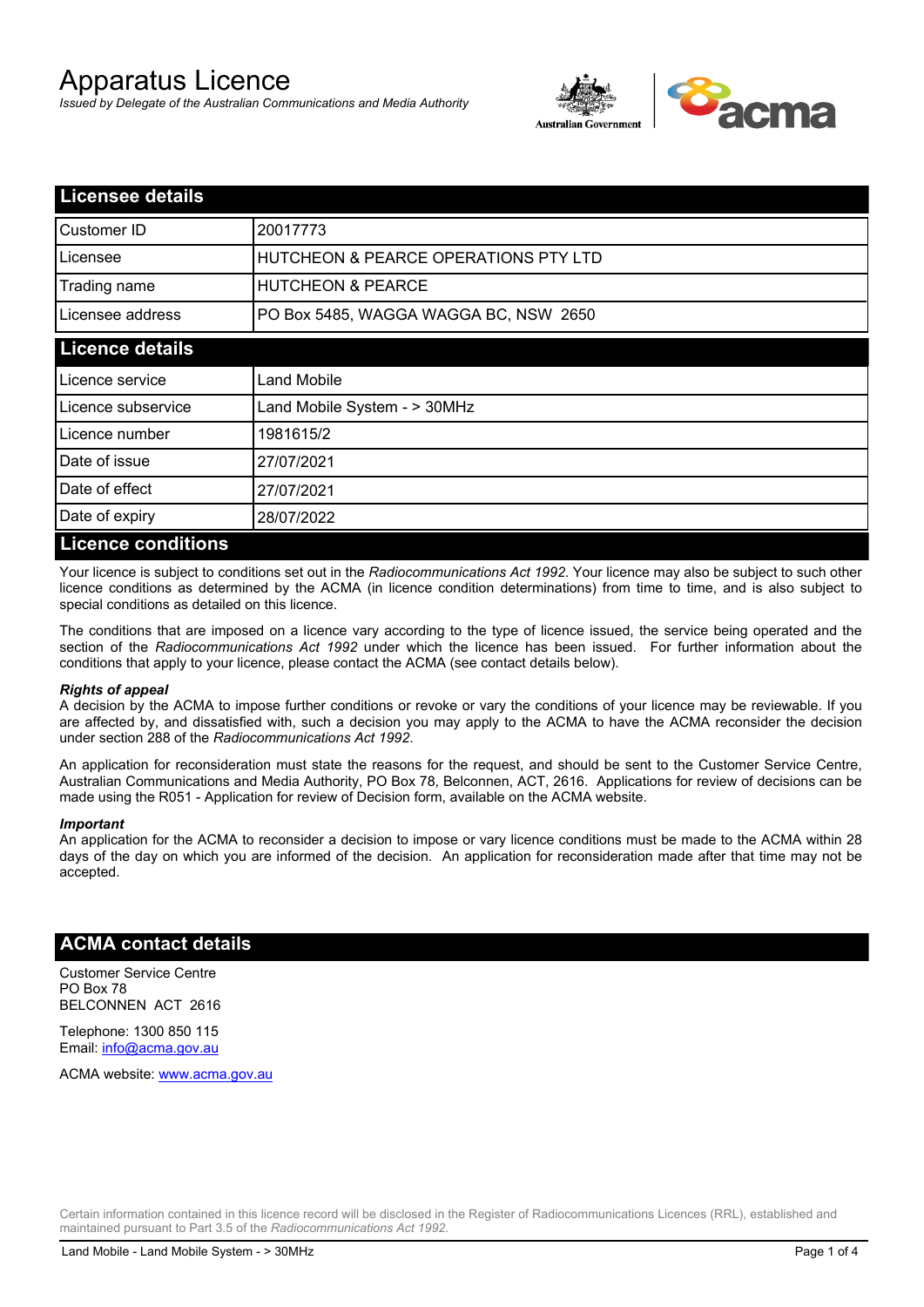# Apparatus Licence

*Issued by Delegate of the Australian Communications and Media Authority*

## Licensee details

| | |
|---|---|
| Customer ID | 20017773 |
| Licensee | HUTCHEON & PEARCE OPERATIONS PTY LTD |
| Trading name | HUTCHEON & PEARCE |
| Licensee address | PO Box 5485, WAGGA WAGGA BC, NSW 2650 |

## Licence details

| | |
|---|---|
| Licence service | Land Mobile |
| Licence subservice | Land Mobile System - > 30MHz |
| Licence number | 1981615/2 |
| Date of issue | 27/07/2021 |
| Date of effect | 27/07/2021 |
| Date of expiry | 28/07/2022 |

## Licence conditions

Your licence is subject to conditions set out in the *Radiocommunications Act 1992*. Your licence may also be subject to such other licence conditions as determined by the ACMA (in licence condition determinations) from time to time, and is also subject to special conditions as detailed on this licence.

The conditions that are imposed on a licence vary according to the type of licence issued, the service being operated and the section of the *Radiocommunications Act 1992* under which the licence has been issued. For further information about the conditions that apply to your licence, please contact the ACMA (see contact details below).

***Rights of appeal***

A decision by the ACMA to impose further conditions or revoke or vary the conditions of your licence may be reviewable. If you are affected by, and dissatisfied with, such a decision you may apply to the ACMA to have the ACMA reconsider the decision under section 288 of the *Radiocommunications Act 1992*.

An application for reconsideration must state the reasons for the request, and should be sent to the Customer Service Centre, Australian Communications and Media Authority, PO Box 78, Belconnen, ACT, 2616. Applications for review of decisions can be made using the R051 - Application for review of Decision form, available on the ACMA website.

***Important***

An application for the ACMA to reconsider a decision to impose or vary licence conditions must be made to the ACMA within 28 days of the day on which you are informed of the decision. An application for reconsideration made after that time may not be accepted.

## ACMA contact details

Customer Service Centre
PO Box 78
BELCONNEN ACT 2616

Telephone: 1300 850 115
Email: info@acma.gov.au

ACMA website: www.acma.gov.au

Certain information contained in this licence record will be disclosed in the Register of Radiocommunications Licences (RRL), established and maintained pursuant to Part 3.5 of the *Radiocommunications Act 1992.*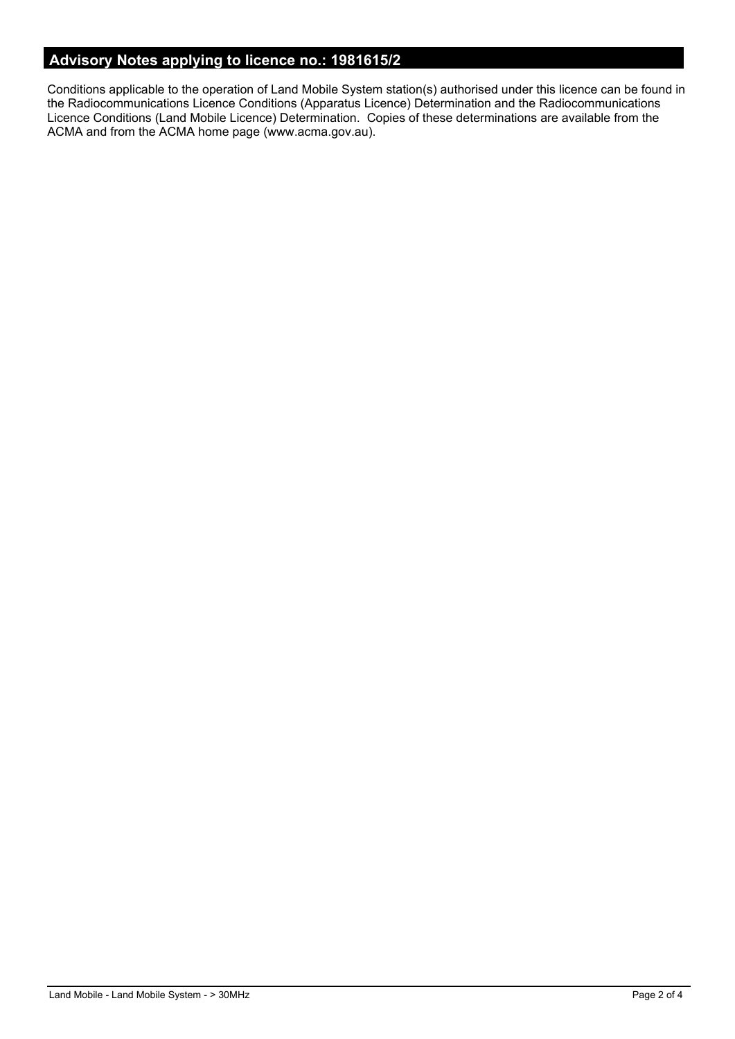## Advisory Notes applying to licence no.: 1981615/2

Conditions applicable to the operation of Land Mobile System station(s) authorised under this licence can be found in the Radiocommunications Licence Conditions (Apparatus Licence) Determination and the Radiocommunications Licence Conditions (Land Mobile Licence) Determination. Copies of these determinations are available from the ACMA and from the ACMA home page (www.acma.gov.au).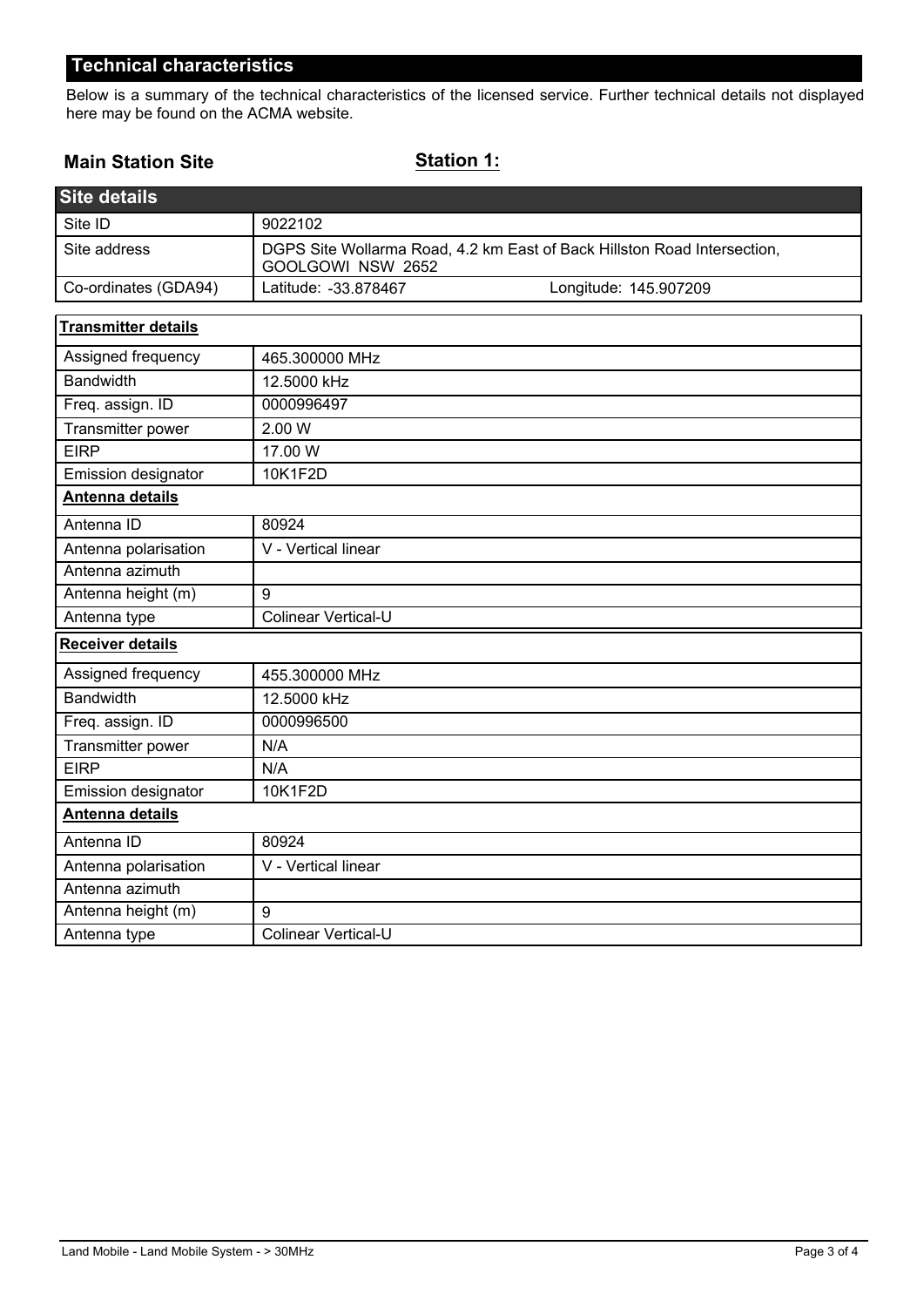## Technical characteristics

Below is a summary of the technical characteristics of the licensed service. Further technical details not displayed here may be found on the ACMA website.

**Main Station Site**

**Station 1:**

| Site details | |
|---|---|
| Site ID | 9022102 |
| Site address | DGPS Site Wollarma Road, 4.2 km East of Back Hillston Road Intersection, GOOLGOWI NSW 2652 |
| Co-ordinates (GDA94) | Latitude: -33.878467 Longitude: 145.907209 |

| **Transmitter details** | |
|---|---|
| Assigned frequency | 465.300000 MHz |
| Bandwidth | 12.5000 kHz |
| Freq. assign. ID | 0000996497 |
| Transmitter power | 2.00 W |
| EIRP | 17.00 W |
| Emission designator | 10K1F2D |
| **Antenna details** | |
| Antenna ID | 80924 |
| Antenna polarisation | V - Vertical linear |
| Antenna azimuth | |
| Antenna height (m) | 9 |
| Antenna type | Colinear Vertical-U |

| **Receiver details** | |
|---|---|
| Assigned frequency | 455.300000 MHz |
| Bandwidth | 12.5000 kHz |
| Freq. assign. ID | 0000996500 |
| Transmitter power | N/A |
| EIRP | N/A |
| Emission designator | 10K1F2D |
| **Antenna details** | |
| Antenna ID | 80924 |
| Antenna polarisation | V - Vertical linear |
| Antenna azimuth | |
| Antenna height (m) | 9 |
| Antenna type | Colinear Vertical-U |

Land Mobile - Land Mobile System - > 30MHz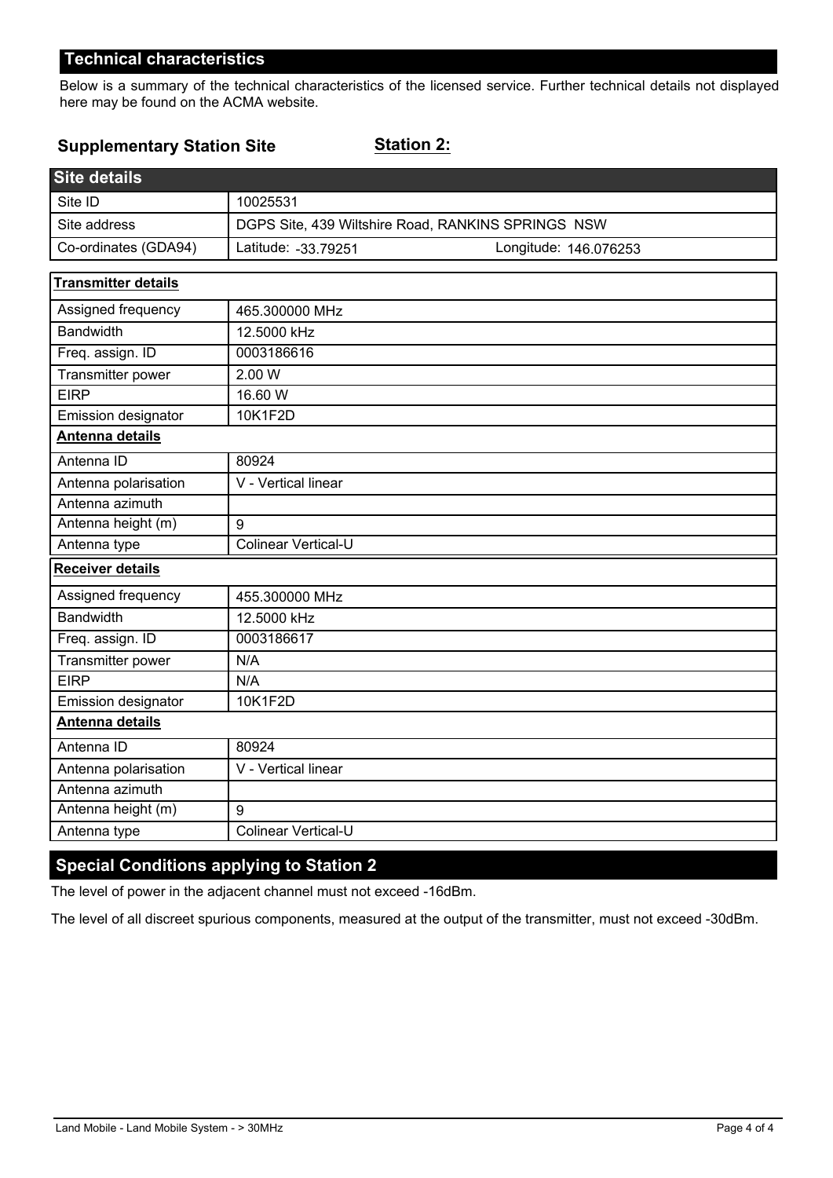## Technical characteristics

Below is a summary of the technical characteristics of the licensed service. Further technical details not displayed here may be found on the ACMA website.

**Supplementary Station Site** **Station 2:**

| Site details | |
|---|---|
| Site ID | 10025531 |
| Site address | DGPS Site, 439 Wiltshire Road, RANKINS SPRINGS NSW |
| Co-ordinates (GDA94) | Latitude: -33.79251 Longitude: 146.076253 |

| **Transmitter details** | |
|---|---|
| Assigned frequency | 465.300000 MHz |
| Bandwidth | 12.5000 kHz |
| Freq. assign. ID | 0003186616 |
| Transmitter power | 2.00 W |
| EIRP | 16.60 W |
| Emission designator | 10K1F2D |
| **Antenna details** | |
| Antenna ID | 80924 |
| Antenna polarisation | V - Vertical linear |
| Antenna azimuth | |
| Antenna height (m) | 9 |
| Antenna type | Colinear Vertical-U |
| **Receiver details** | |
| Assigned frequency | 455.300000 MHz |
| Bandwidth | 12.5000 kHz |
| Freq. assign. ID | 0003186617 |
| Transmitter power | N/A |
| EIRP | N/A |
| Emission designator | 10K1F2D |
| **Antenna details** | |
| Antenna ID | 80924 |
| Antenna polarisation | V - Vertical linear |
| Antenna azimuth | |
| Antenna height (m) | 9 |
| Antenna type | Colinear Vertical-U |

## Special Conditions applying to Station 2

The level of power in the adjacent channel must not exceed -16dBm.

The level of all discreet spurious components, measured at the output of the transmitter, must not exceed -30dBm.